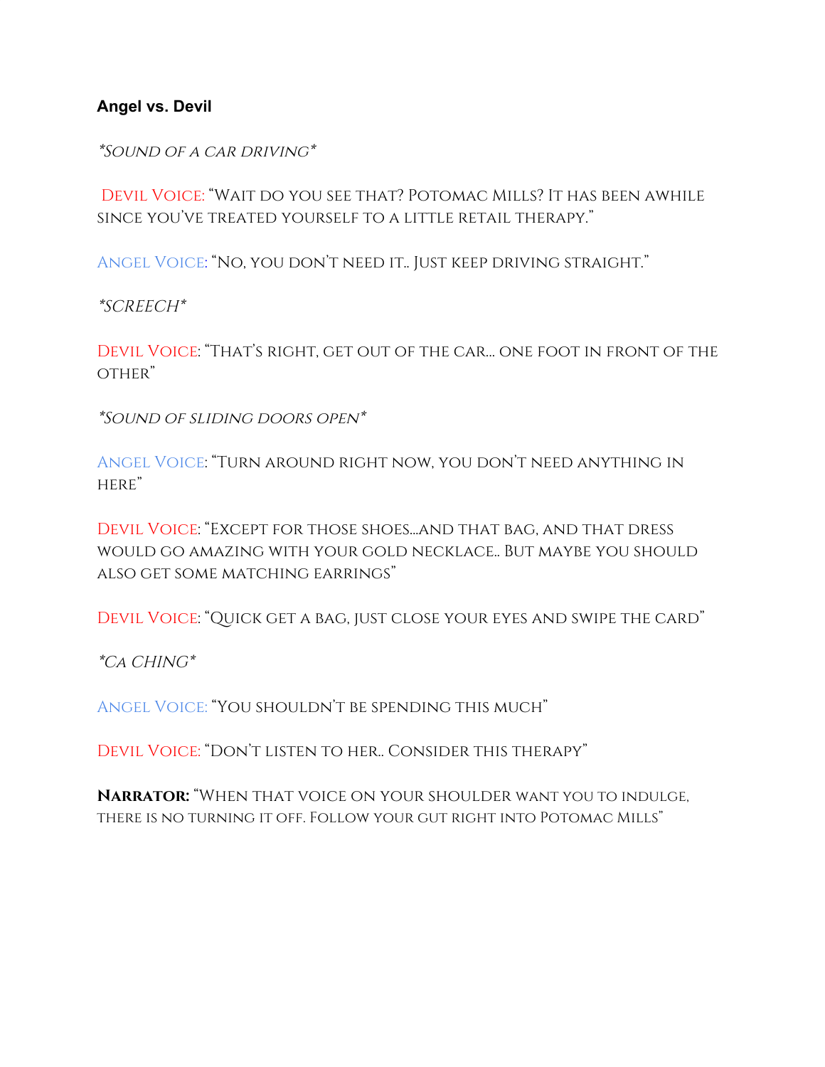**Angel vs. Devil**

*\*Sound of a car driving\**

Devil Voice: "Wait do you see that? Potomac Mills? It has been awhile since you've treated yourself to a little retail therapy."

Angel Voice: "No, you don't need it.. Just keep driving straight."

*\*SCREECH\**

Devil Voice: "That's right, get out of the car… one foot in front of the other"

*\*Sound of sliding doors open\**

Angel Voice: "Turn around right now, you don't need anything in here"

Devil Voice: "Except for those shoes…and that bag, and that dress would go amazing with your gold necklace.. But maybe you should also get some matching earrings"

Devil Voice: "Quick get a bag, just close your eyes and swipe the card"

*\*Ca CHING\**

Angel Voice: "You shouldn't be spending this much"

Devil Voice: "Don't listen to her.. Consider this therapy"

**Narrator:** "When that voice on your shoulder want you to indulge, there is no turning it off. Follow your gut right into Potomac Mills"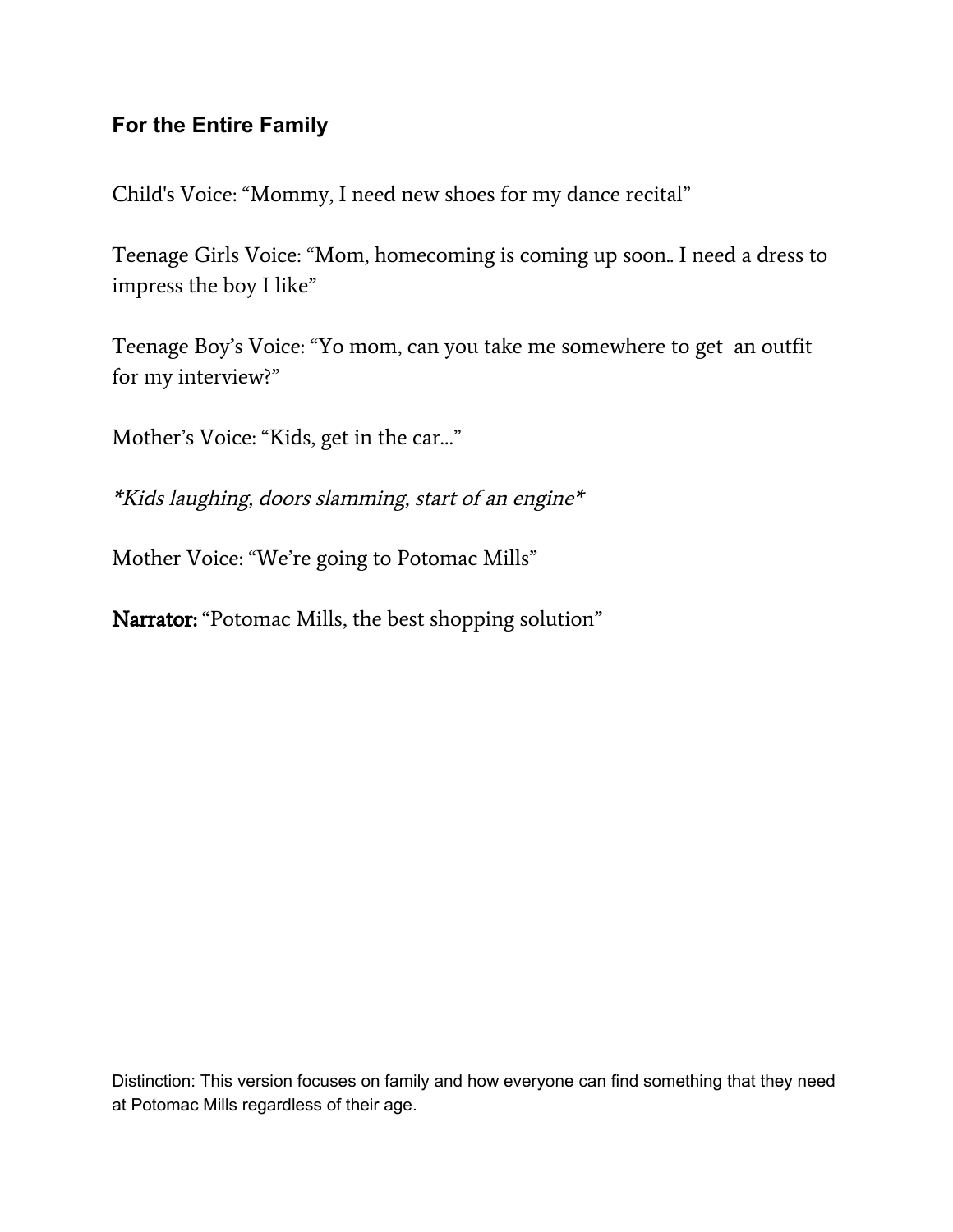### For the Entire Family

Child's Voice: “Mommy, I need new shoes for my dance recital”

Teenage Girls Voice: “Mom, homecoming is coming up soon.. I need a dress to impress the boy I like”

Teenage Boy’s Voice: “Yo mom, can you take me somewhere to get  an outfit for my interview?”

Mother’s Voice: “Kids, get in the car…”

*\*Kids laughing, doors slamming, start of an engine\**

Mother Voice: “We’re going to Potomac Mills”

**Narrator:** “Potomac Mills, the best shopping solution”

Distinction: This version focuses on family and how everyone can find something that they need at Potomac Mills regardless of their age.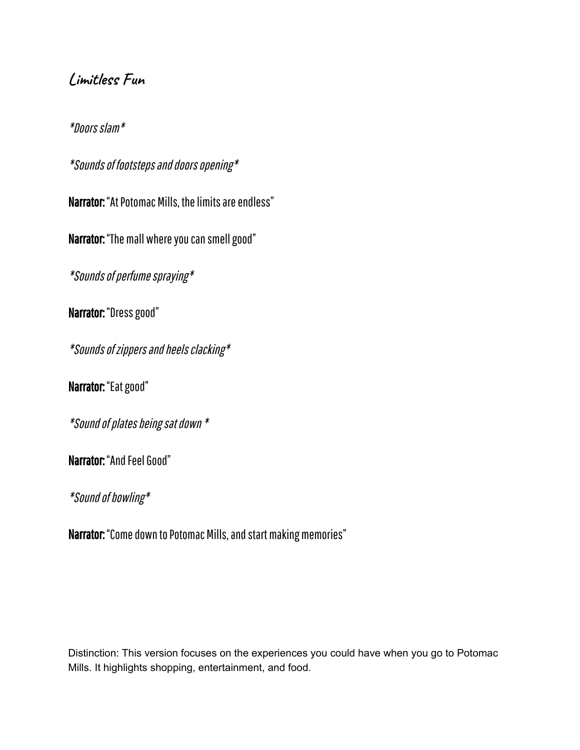## Limitless Fun

*\*Doors slam\**

*\*Sounds of footsteps and doors opening\**

**Narrator:** "At Potomac Mills, the limits are endless"

**Narrator:** "The mall where you can smell good"

*\*Sounds of perfume spraying\**

**Narrator:** "Dress good"

*\*Sounds of zippers and heels clacking\**

**Narrator:** "Eat good"

*\*Sound of plates being sat down \**

**Narrator:** "And Feel Good"

*\*Sound of bowling\**

**Narrator:** "Come down to Potomac Mills, and start making memories"

Distinction: This version focuses on the experiences you could have when you go to Potomac Mills. It highlights shopping, entertainment, and food.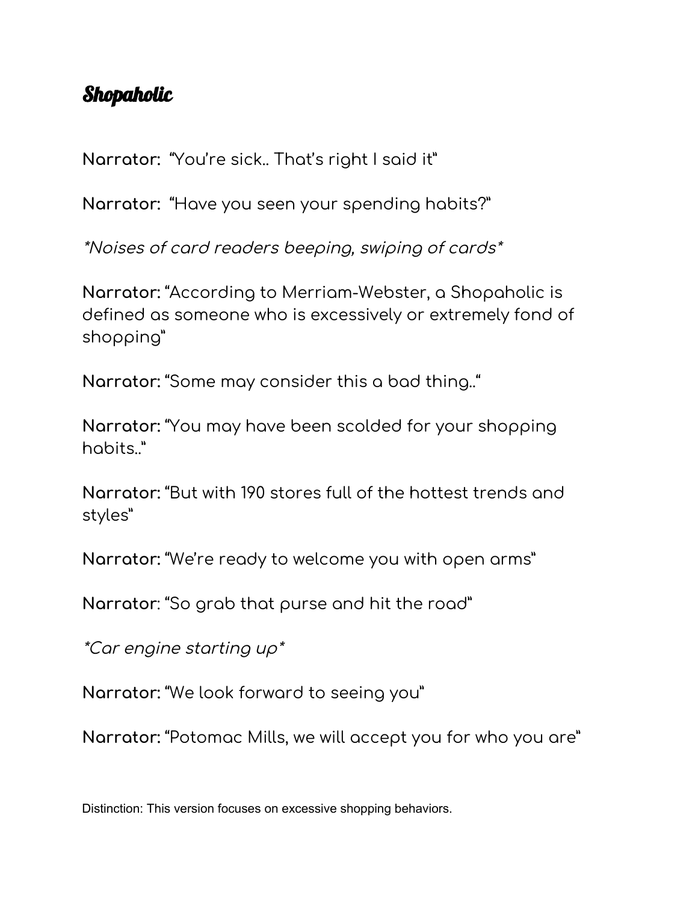# Shopaholic

**Narrator:** "You're sick.. That's right I said it"

**Narrator:** "Have you seen your spending habits?"

*\*Noises of card readers beeping, swiping of cards\**

**Narrator:** "According to Merriam-Webster, a Shopaholic is defined as someone who is excessively or extremely fond of shopping"

**Narrator:** "Some may consider this a bad thing.."

**Narrator:** "You may have been scolded for your shopping habits.."

**Narrator:** "But with 190 stores full of the hottest trends and styles"

**Narrator:** "We're ready to welcome you with open arms"

**Narrator**: "So grab that purse and hit the road"

*\*Car engine starting up\**

**Narrator:** "We look forward to seeing you"

**Narrator:** "Potomac Mills, we will accept you for who you are"

Distinction: This version focuses on excessive shopping behaviors.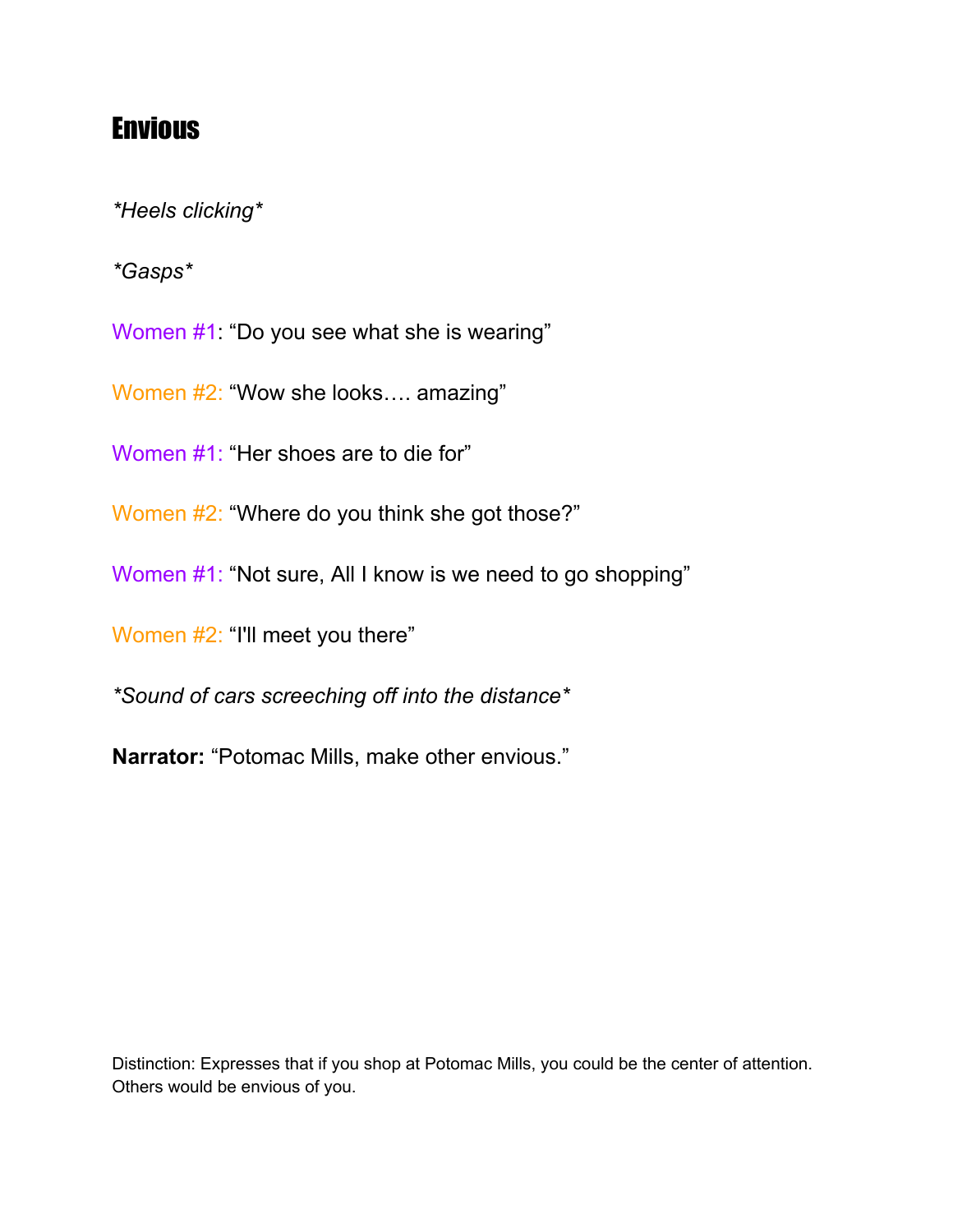# Envious

*\*Heels clicking\**

*\*Gasps\**

Women #1: “Do you see what she is wearing”

Women #2: “Wow she looks…. amazing”

Women #1: “Her shoes are to die for”

Women #2: “Where do you think she got those?”

Women #1: “Not sure, All I know is we need to go shopping”

Women #2: “I'll meet you there”

*\*Sound of cars screeching off into the distance\**

**Narrator:** “Potomac Mills, make other envious.”

Distinction: Expresses that if you shop at Potomac Mills, you could be the center of attention. Others would be envious of you.